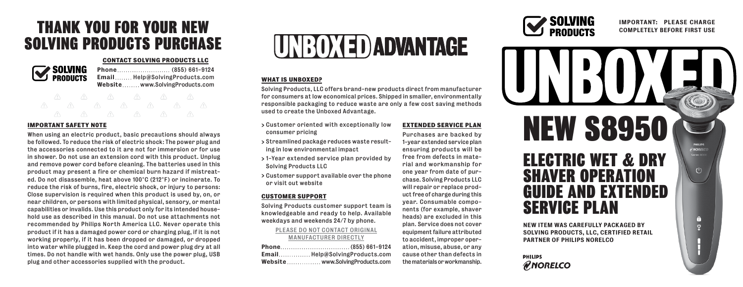# THANK YOU FOR YOUR NEW SOLVING PRODUCTS PURCHASE

**CONTACT SOLVING PRODUCTS LLC**

**Phone** ........................ (855) 661-9124
**Email** ........ Help@SolvingProducts.com
**Website** ........ www.SolvingProducts.com

## IMPORTANT SAFETY NOTE

When using an electric product, basic precautions should always be followed. To reduce the risk of electric shock: The power plug and the accessories connected to it are not for immersion or for use in shower. Do not use an extension cord with this product. Unplug and remove power cord before cleaning. The batteries used in this product may present a fire or chemical burn hazard if mistreated. Do not disassemble, heat above 100°C (212°F) or incinerate. To reduce the risk of burns, fire, electric shock, or injury to persons: Close supervision is required when this product is used by, on, or near children, or persons with limited physical, sensory, or mental capabilities or invalids. Use this product only for its intended household use as described in this manual. Do not use attachments not recommended by Philips North America LLC. Never operate this product if it has a damaged power cord or charging plug, if it is not working properly, if it has been dropped or damaged, or dropped into water while plugged in. Keep the cord and power plug dry at all times. Do not handle with wet hands. Only use the power plug, USB plug and other accessories supplied with the product.

# UNBOXED ADVANTAGE

## WHAT IS UNBOXED?

Solving Products, LLC offers brand-new products direct from manufacturer for consumers at low economical prices. Shipped in smaller, environmentally responsible packaging to reduce waste are only a few cost saving methods used to create the Unboxed Advantage.

- > Customer oriented with exceptionally low consumer pricing
- > Streamlined package reduces waste resulting in low environmental impact
- > 1-Year extended service plan provided by Solving Products LLC
- > Customer support available over the phone or visit out website

## CUSTOMER SUPPORT

Solving Products customer support team is knowledgeable and ready to help. Available weekdays and weekends 24/7 by phone.

PLEASE DO NOT CONTACT ORIGINAL MANUFACTURER DIRECTLY

**Phone** ................................ (855) 661-9124
**Email** ............... Help@SolvingProducts.com
**Website** ............... www.SolvingProducts.com

## EXTENDED SERVICE PLAN

Purchases are backed by 1-year extended service plan ensuring products will be free from defects in material and workmanship for one year from date of purchase. Solving Products LLC will repair or replace product free of charge during this year. Consumable components (for example, shaver heads) are excluded in this plan. Service does not cover equipment failure attributed to accident, improper operation, misuse, abuse, or any cause other than defects in the materials or workmanship.

SOLVING PRODUCTS

**IMPORTANT: PLEASE CHARGE COMPLETELY BEFORE FIRST USE**

# UNBOXED

# NEW S8950

# ELECTRIC WET & DRY SHAVER OPERATION GUIDE AND EXTENDED SERVICE PLAN

**NEW ITEM WAS CAREFULLY PACKAGED BY SOLVING PRODUCTS, LLC, CERTIFIED RETAIL PARTNER OF PHILIPS NORELCO**

PHILIPS NORELCO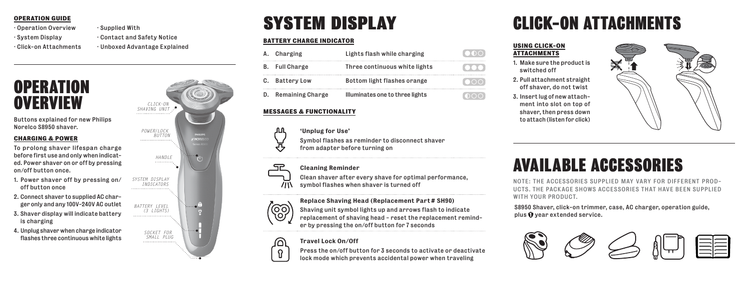#### OPERATION GUIDE

- Operation Overview
- System Display
- Click-on Attachments
- Supplied With
- Contact and Safety Notice
- Unboxed Advantage Explained

# OPERATION OVERVIEW

Buttons explained for new Philips Norelco S8950 shaver.

### CHARGING & POWER

To prolong shaver lifespan charge before first use and only when indicated. Power shaver on or off by pressing on/off button once.

1. Power shaver off by pressing on/off button once
2. Connect shaver to supplied AC charger only and any 100V-240V AC outlet
3. Shaver display will indicate battery is charging
4. Unplug shaver when charge indicator flashes three continuous white lights

*CLICK-ON SHAVING UNIT*

*POWER/LOCK BUTTON*

*HANDLE*

*SYSTEM DISPLAY INDICATORS*

*BATTERY LEVEL (3 LIGHTS)*

*SOCKET FOR SMALL PLUG*

# SYSTEM DISPLAY

### BATTERY CHARGE INDICATOR

| | | |
|---|---|---|
| A. Charging | Lights flash while charging | |
| B. Full Charge | Three continuous white lights | |
| C. Battery Low | Bottom light flashes orange | |
| D. Remaining Charge | Illuminates one to three lights | |

### MESSAGES & FUNCTIONALITY

**'Unplug for Use'**

Symbol flashes as reminder to disconnect shaver from adapter before turning on

**Cleaning Reminder**

Clean shaver after every shave for optimal performance, symbol flashes when shaver is turned off

**Replace Shaving Head (Replacement Part # SH90)**

Shaving unit symbol lights up and arrows flash to indicate replacement of shaving head - reset the replacement reminder by pressing the on/off button for 7 seconds

**Travel Lock On/Off**

Press the on/off button for 3 seconds to activate or deactivate lock mode which prevents accidental power when traveling

# CLICK-ON ATTACHMENTS

### USING CLICK-ON ATTACHMENTS

1. Make sure the product is switched off
2. Pull attachment straight off shaver, do not twist
3. Insert lug of new attachment into slot on top of shaver, then press down to attach (listen for click)

# AVAILABLE ACCESSORIES

NOTE: THE ACCESSORIES SUPPLIED MAY VARY FOR DIFFERENT PRODUCTS. THE PACKAGE SHOWS ACCESSORIES THAT HAVE BEEN SUPPLIED WITH YOUR PRODUCT.

S8950 Shaver, click-on trimmer, case, AC charger, operation guide, plus 1 year extended service.